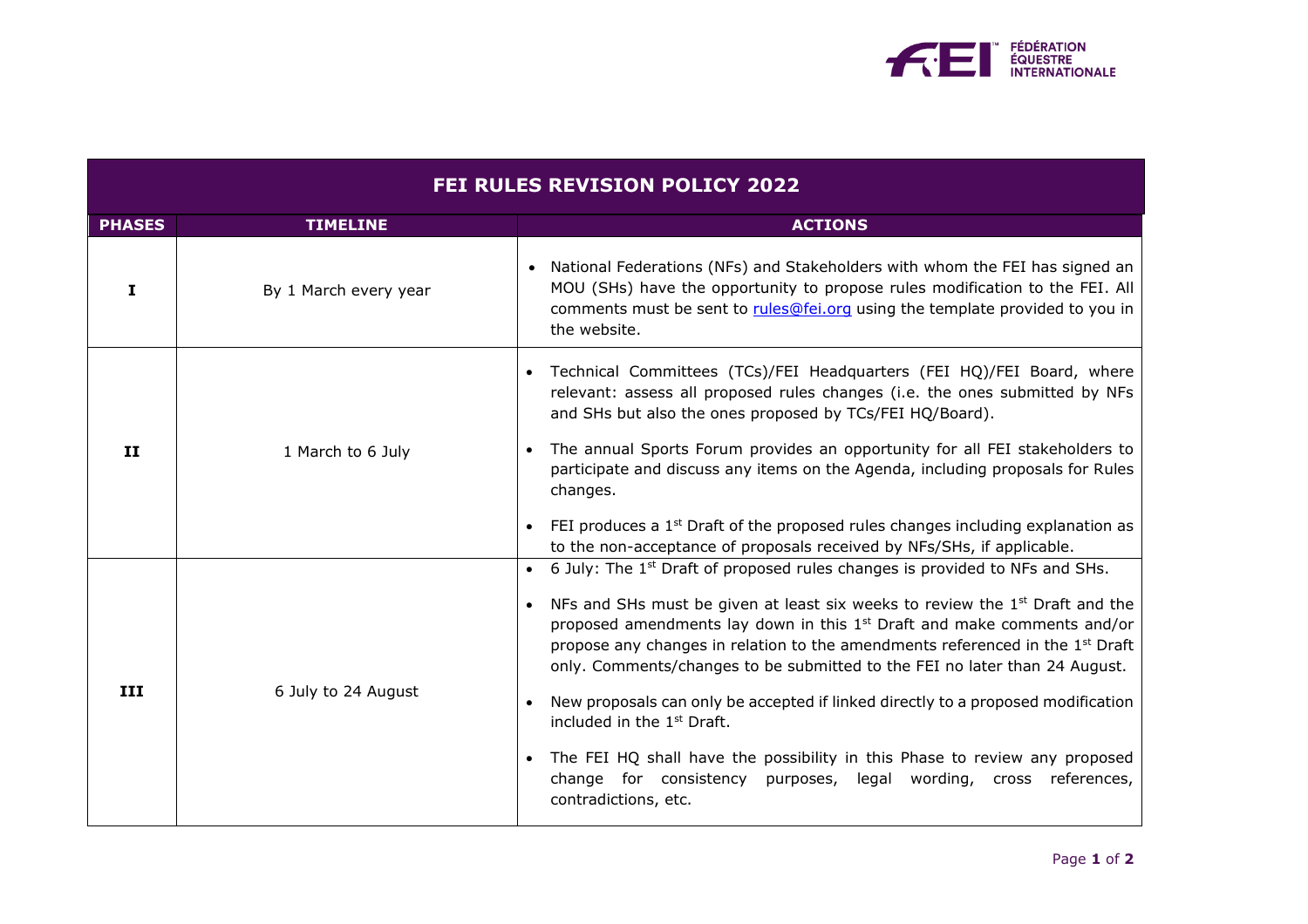| FEI RULES REVISION POLICY 2022 | | |
|---|---|---|
| **PHASES** | **TIMELINE** | **ACTIONS** |
| **I** | By 1 March every year | • National Federations (NFs) and Stakeholders with whom the FEI has signed an MOU (SHs) have the opportunity to propose rules modification to the FEI. All comments must be sent to rules@fei.org using the template provided to you in the website. |
| **II** | 1 March to 6 July | • Technical Committees (TCs)/FEI Headquarters (FEI HQ)/FEI Board, where relevant: assess all proposed rules changes (i.e. the ones submitted by NFs and SHs but also the ones proposed by TCs/FEI HQ/Board).<br>• The annual Sports Forum provides an opportunity for all FEI stakeholders to participate and discuss any items on the Agenda, including proposals for Rules changes.<br>• FEI produces a 1st Draft of the proposed rules changes including explanation as to the non-acceptance of proposals received by NFs/SHs, if applicable. |
| **III** | 6 July to 24 August | • 6 July: The 1st Draft of proposed rules changes is provided to NFs and SHs.<br>• NFs and SHs must be given at least six weeks to review the 1st Draft and the proposed amendments lay down in this 1st Draft and make comments and/or propose any changes in relation to the amendments referenced in the 1st Draft only. Comments/changes to be submitted to the FEI no later than 24 August.<br>• New proposals can only be accepted if linked directly to a proposed modification included in the 1st Draft.<br>• The FEI HQ shall have the possibility in this Phase to review any proposed change for consistency purposes, legal wording, cross references, contradictions, etc. |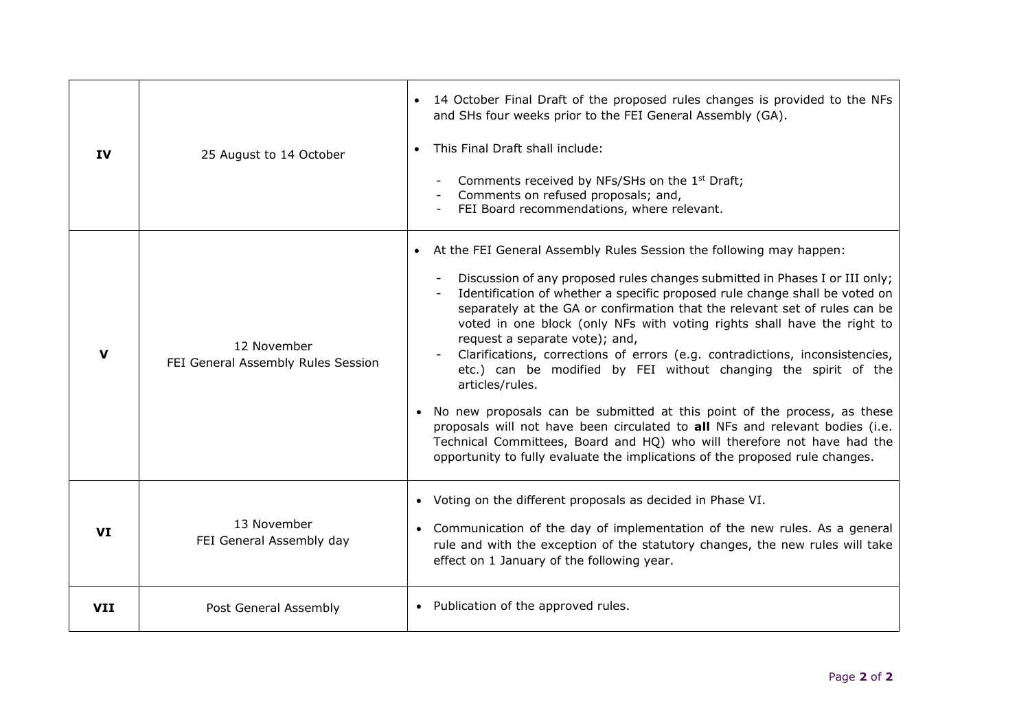| | | |
|---|---|---|
| **IV** | 25 August to 14 October | • 14 October Final Draft of the proposed rules changes is provided to the NFs and SHs four weeks prior to the FEI General Assembly (GA).<br><br>• This Final Draft shall include:<br><br>- Comments received by NFs/SHs on the 1st Draft;<br>- Comments on refused proposals; and,<br>- FEI Board recommendations, where relevant. |
| **V** | 12 November<br>FEI General Assembly Rules Session | • At the FEI General Assembly Rules Session the following may happen:<br><br>- Discussion of any proposed rules changes submitted in Phases I or III only;<br>- Identification of whether a specific proposed rule change shall be voted on separately at the GA or confirmation that the relevant set of rules can be voted in one block (only NFs with voting rights shall have the right to request a separate vote); and,<br>- Clarifications, corrections of errors (e.g. contradictions, inconsistencies, etc.) can be modified by FEI without changing the spirit of the articles/rules.<br><br>• No new proposals can be submitted at this point of the process, as these proposals will not have been circulated to **all** NFs and relevant bodies (i.e. Technical Committees, Board and HQ) who will therefore not have had the opportunity to fully evaluate the implications of the proposed rule changes. |
| **VI** | 13 November<br>FEI General Assembly day | • Voting on the different proposals as decided in Phase VI.<br><br>• Communication of the day of implementation of the new rules. As a general rule and with the exception of the statutory changes, the new rules will take effect on 1 January of the following year. |
| **VII** | Post General Assembly | • Publication of the approved rules. |